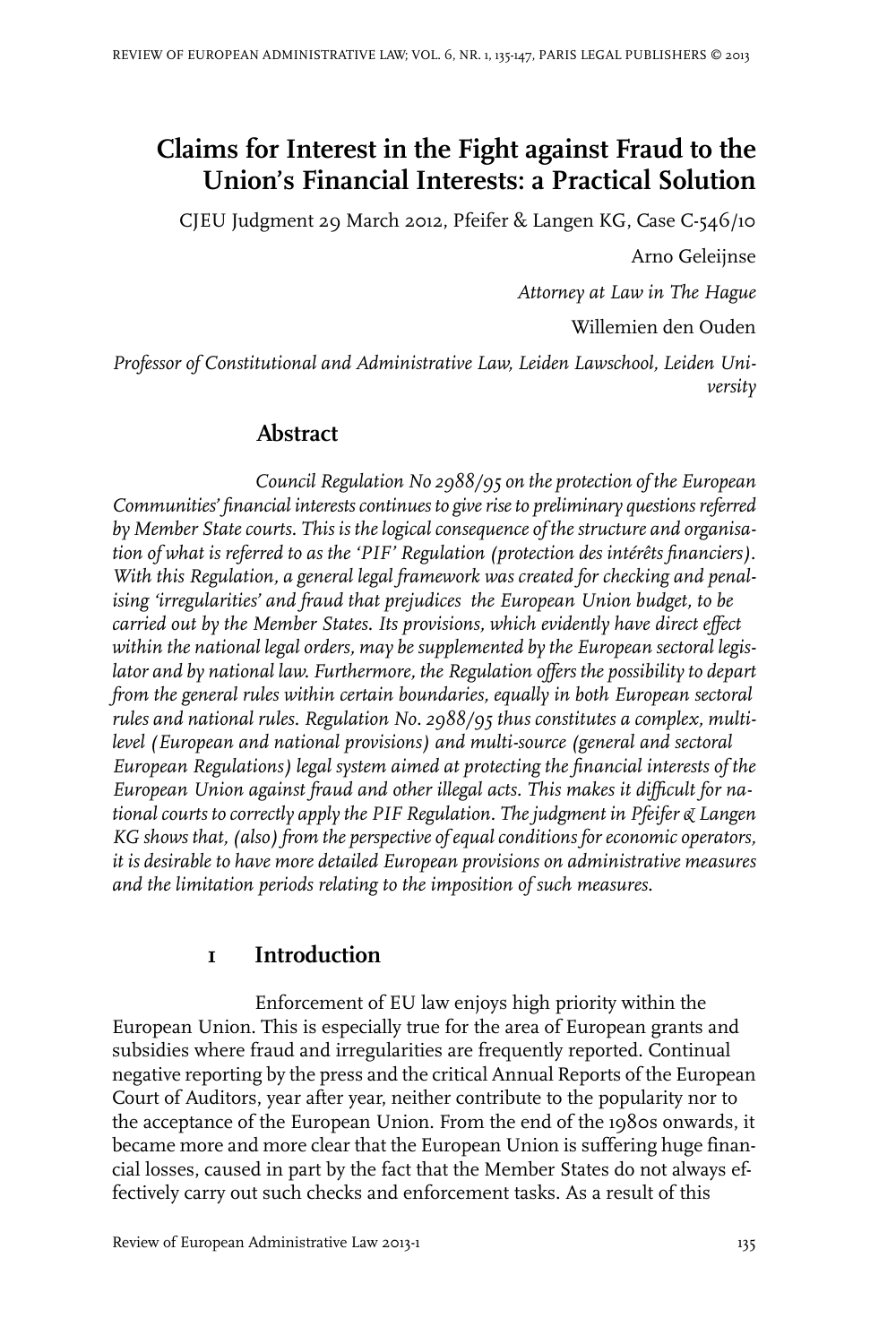# Claims for Interest in the Fight against Fraud to the Union's Financial Interests: a Practical Solution

CJEU Judgment 29 March 2012, Pfeifer & Langen KG, Case C-546/10

Arno Geleijnse

*Attorney at Law in The Hague*

Willemien den Ouden

*Professor of Constitutional and Administrative Law, Leiden Lawschool, Leiden University*

## Abstract

*Council Regulation No 2988/95 on the protection of the European Communities' financial interests continues to give rise to preliminary questions referred by Member State courts. This is the logical consequence of the structure and organisation of what is referred to as the 'PIF' Regulation (protection des intérêts financiers). With this Regulation, a general legal framework was created for checking and penalising 'irregularities' and fraud that prejudices the European Union budget, to be carried out by the Member States. Its provisions, which evidently have direct effect within the national legal orders, may be supplemented by the European sectoral legislator and by national law. Furthermore, the Regulation offers the possibility to depart from the general rules within certain boundaries, equally in both European sectoral rules and national rules. Regulation No. 2988/95 thus constitutes a complex, multi-level (European and national provisions) and multi-source (general and sectoral European Regulations) legal system aimed at protecting the financial interests of the European Union against fraud and other illegal acts. This makes it difficult for national courts to correctly apply the PIF Regulation. The judgment in Pfeifer & Langen KG shows that, (also) from the perspective of equal conditions for economic operators, it is desirable to have more detailed European provisions on administrative measures and the limitation periods relating to the imposition of such measures.*

## 1 Introduction

Enforcement of EU law enjoys high priority within the European Union. This is especially true for the area of European grants and subsidies where fraud and irregularities are frequently reported. Continual negative reporting by the press and the critical Annual Reports of the European Court of Auditors, year after year, neither contribute to the popularity nor to the acceptance of the European Union. From the end of the 1980s onwards, it became more and more clear that the European Union is suffering huge financial losses, caused in part by the fact that the Member States do not always effectively carry out such checks and enforcement tasks. As a result of this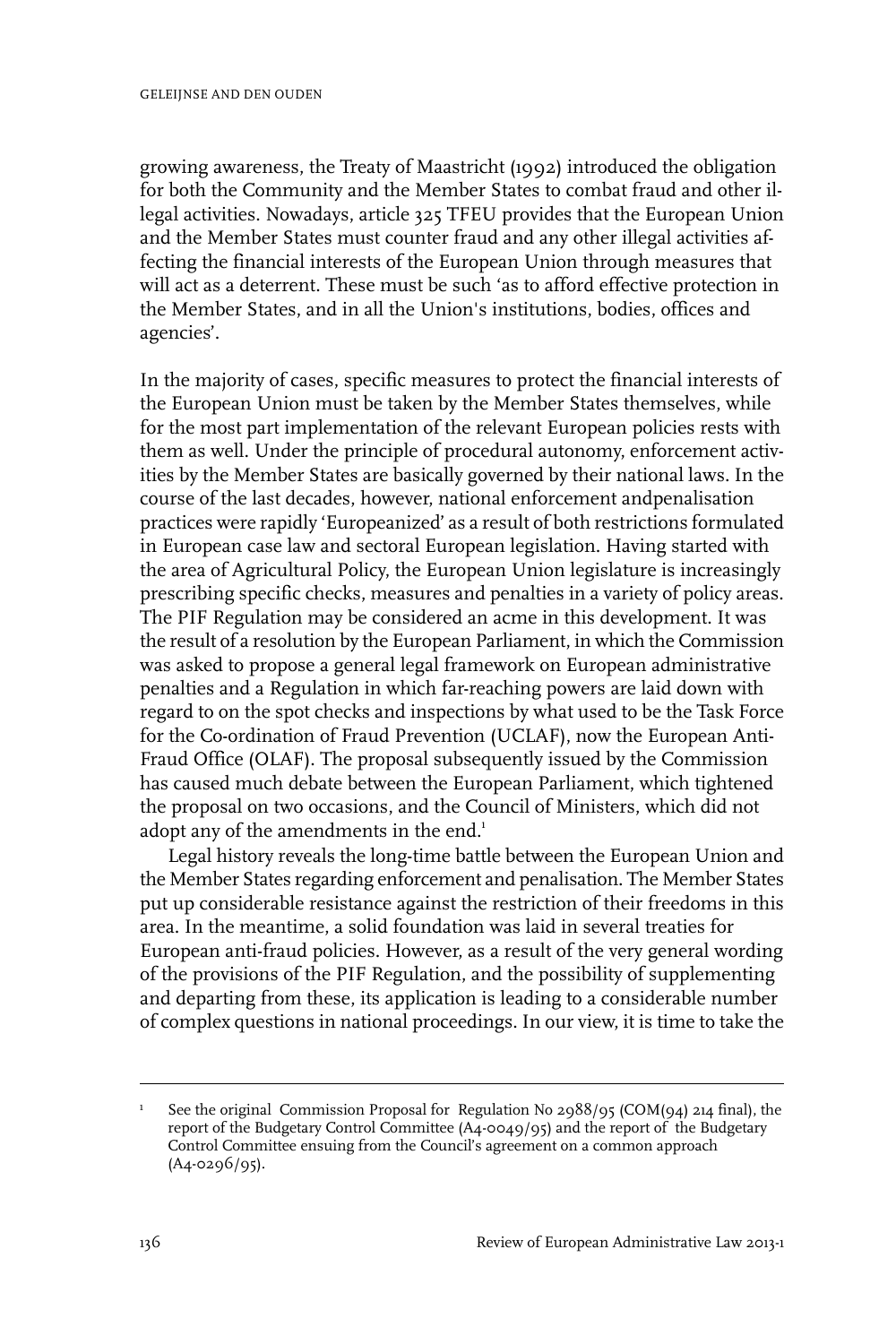growing awareness, the Treaty of Maastricht (1992) introduced the obligation for both the Community and the Member States to combat fraud and other illegal activities. Nowadays, article 325 TFEU provides that the European Union and the Member States must counter fraud and any other illegal activities affecting the financial interests of the European Union through measures that will act as a deterrent. These must be such 'as to afford effective protection in the Member States, and in all the Union's institutions, bodies, offices and agencies'.

In the majority of cases, specific measures to protect the financial interests of the European Union must be taken by the Member States themselves, while for the most part implementation of the relevant European policies rests with them as well. Under the principle of procedural autonomy, enforcement activities by the Member States are basically governed by their national laws. In the course of the last decades, however, national enforcement andpenalisation practices were rapidly 'Europeanized' as a result of both restrictions formulated in European case law and sectoral European legislation. Having started with the area of Agricultural Policy, the European Union legislature is increasingly prescribing specific checks, measures and penalties in a variety of policy areas. The PIF Regulation may be considered an acme in this development. It was the result of a resolution by the European Parliament, in which the Commission was asked to propose a general legal framework on European administrative penalties and a Regulation in which far-reaching powers are laid down with regard to on the spot checks and inspections by what used to be the Task Force for the Co-ordination of Fraud Prevention (UCLAF), now the European Anti-Fraud Office (OLAF). The proposal subsequently issued by the Commission has caused much debate between the European Parliament, which tightened the proposal on two occasions, and the Council of Ministers, which did not adopt any of the amendments in the end.[1]

Legal history reveals the long-time battle between the European Union and the Member States regarding enforcement and penalisation. The Member States put up considerable resistance against the restriction of their freedoms in this area. In the meantime, a solid foundation was laid in several treaties for European anti-fraud policies. However, as a result of the very general wording of the provisions of the PIF Regulation, and the possibility of supplementing and departing from these, its application is leading to a considerable number of complex questions in national proceedings. In our view, it is time to take the

[1] See the original Commission Proposal for Regulation No 2988/95 (COM(94) 214 final), the report of the Budgetary Control Committee (A4-0049/95) and the report of the Budgetary Control Committee ensuing from the Council's agreement on a common approach (A4-0296/95).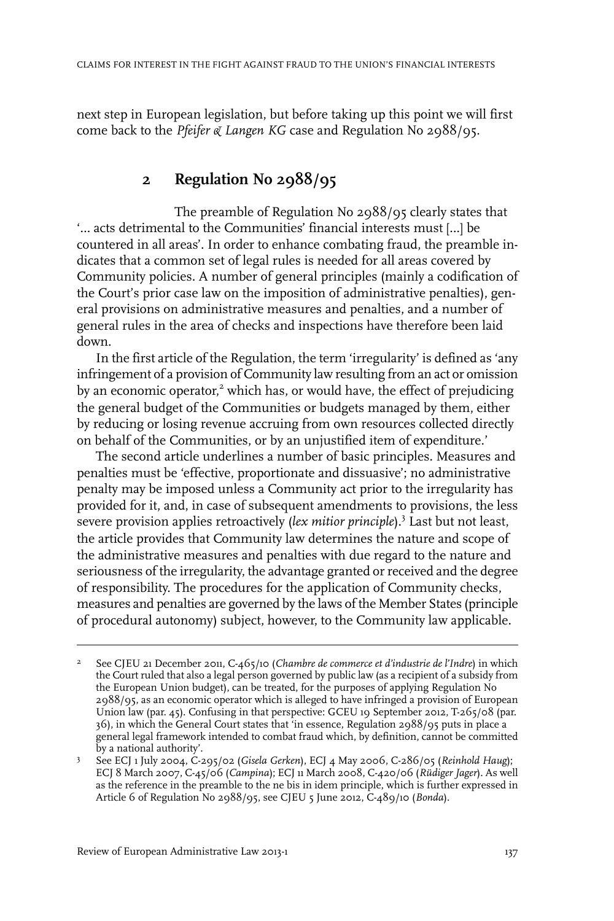next step in European legislation, but before taking up this point we will first come back to the *Pfeifer & Langen KG* case and Regulation No 2988/95.

## 2 Regulation No 2988/95

The preamble of Regulation No 2988/95 clearly states that '... acts detrimental to the Communities' financial interests must [...] be countered in all areas'. In order to enhance combating fraud, the preamble indicates that a common set of legal rules is needed for all areas covered by Community policies. A number of general principles (mainly a codification of the Court's prior case law on the imposition of administrative penalties), general provisions on administrative measures and penalties, and a number of general rules in the area of checks and inspections have therefore been laid down.

In the first article of the Regulation, the term 'irregularity' is defined as 'any infringement of a provision of Community law resulting from an act or omission by an economic operator,[2] which has, or would have, the effect of prejudicing the general budget of the Communities or budgets managed by them, either by reducing or losing revenue accruing from own resources collected directly on behalf of the Communities, or by an unjustified item of expenditure.'

The second article underlines a number of basic principles. Measures and penalties must be 'effective, proportionate and dissuasive'; no administrative penalty may be imposed unless a Community act prior to the irregularity has provided for it, and, in case of subsequent amendments to provisions, the less severe provision applies retroactively (*lex mitior principle*).[3] Last but not least, the article provides that Community law determines the nature and scope of the administrative measures and penalties with due regard to the nature and seriousness of the irregularity, the advantage granted or received and the degree of responsibility. The procedures for the application of Community checks, measures and penalties are governed by the laws of the Member States (principle of procedural autonomy) subject, however, to the Community law applicable.

---

[2] See CJEU 21 December 2011, C-465/10 (*Chambre de commerce et d'industrie de l'Indre*) in which the Court ruled that also a legal person governed by public law (as a recipient of a subsidy from the European Union budget), can be treated, for the purposes of applying Regulation No 2988/95, as an economic operator which is alleged to have infringed a provision of European Union law (par. 45). Confusing in that perspective: GCEU 19 September 2012, T-265/08 (par. 36), in which the General Court states that 'in essence, Regulation 2988/95 puts in place a general legal framework intended to combat fraud which, by definition, cannot be committed by a national authority'.

[3] See ECJ 1 July 2004, C-295/02 (*Gisela Gerken*), ECJ 4 May 2006, C-286/05 (*Reinhold Haug*); ECJ 8 March 2007, C-45/06 (*Campina*); ECJ 11 March 2008, C-420/06 (*Rüdiger Jager*). As well as the reference in the preamble to the ne bis in idem principle, which is further expressed in Article 6 of Regulation No 2988/95, see CJEU 5 June 2012, C-489/10 (*Bonda*).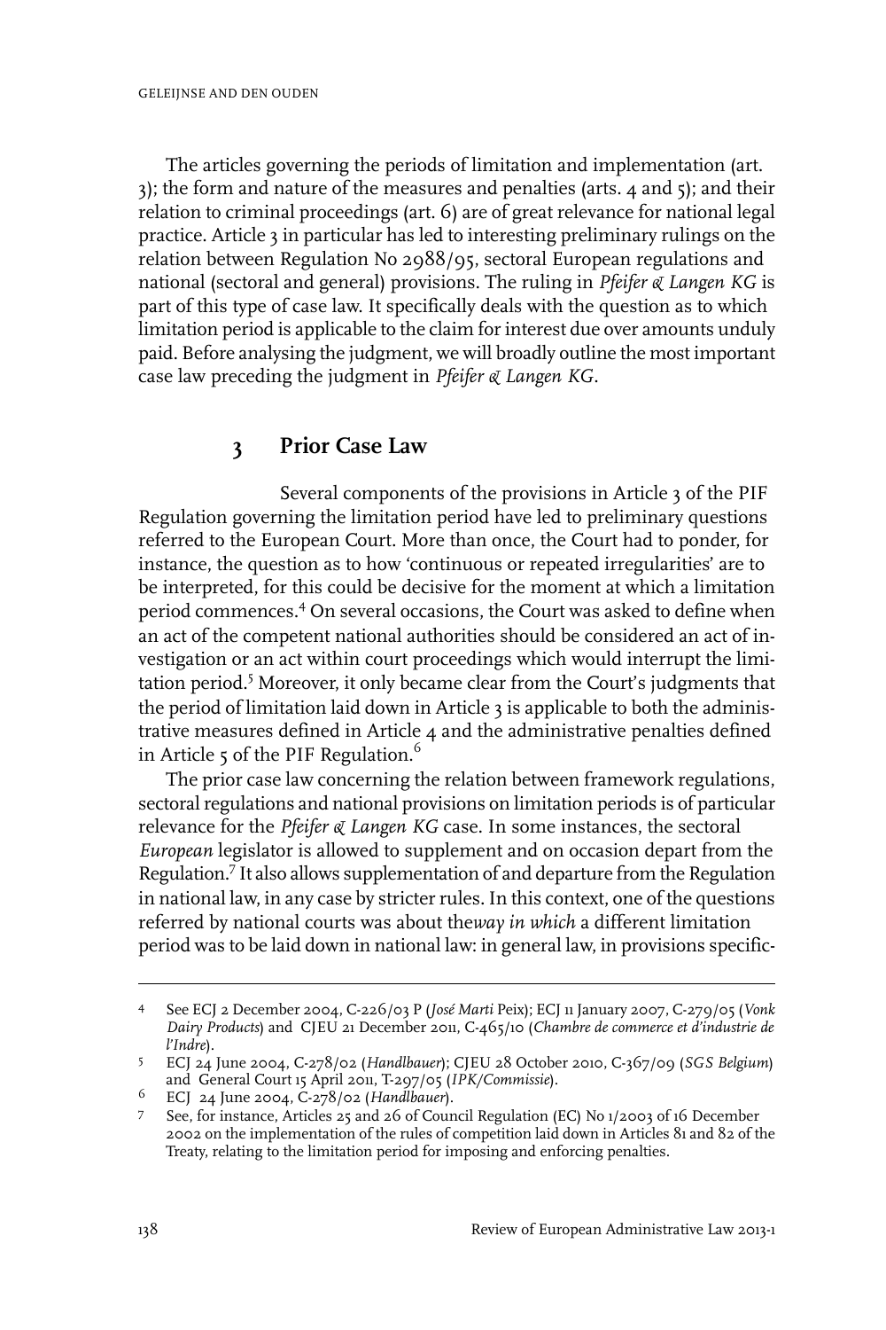The articles governing the periods of limitation and implementation (art. 3); the form and nature of the measures and penalties (arts. 4 and 5); and their relation to criminal proceedings (art. 6) are of great relevance for national legal practice. Article 3 in particular has led to interesting preliminary rulings on the relation between Regulation No 2988/95, sectoral European regulations and national (sectoral and general) provisions. The ruling in *Pfeifer & Langen KG* is part of this type of case law. It specifically deals with the question as to which limitation period is applicable to the claim for interest due over amounts unduly paid. Before analysing the judgment, we will broadly outline the most important case law preceding the judgment in *Pfeifer & Langen KG*.

## 3 Prior Case Law

Several components of the provisions in Article 3 of the PIF Regulation governing the limitation period have led to preliminary questions referred to the European Court. More than once, the Court had to ponder, for instance, the question as to how 'continuous or repeated irregularities' are to be interpreted, for this could be decisive for the moment at which a limitation period commences.[4] On several occasions, the Court was asked to define when an act of the competent national authorities should be considered an act of investigation or an act within court proceedings which would interrupt the limitation period.[5] Moreover, it only became clear from the Court's judgments that the period of limitation laid down in Article 3 is applicable to both the administrative measures defined in Article 4 and the administrative penalties defined in Article 5 of the PIF Regulation.[6]

The prior case law concerning the relation between framework regulations, sectoral regulations and national provisions on limitation periods is of particular relevance for the *Pfeifer & Langen KG* case. In some instances, the sectoral *European* legislator is allowed to supplement and on occasion depart from the Regulation.[7] It also allows supplementation of and departure from the Regulation in national law, in any case by stricter rules. In this context, one of the questions referred by national courts was about the*way in which* a different limitation period was to be laid down in national law: in general law, in provisions specific-

---

4 See ECJ 2 December 2004, C-226/03 P (*José Marti* Peix); ECJ 11 January 2007, C-279/05 (*Vonk Dairy Products*) and CJEU 21 December 2011, C-465/10 (*Chambre de commerce et d'industrie de l'Indre*).

5 ECJ 24 June 2004, C-278/02 (*Handlbauer*); CJEU 28 October 2010, C-367/09 (*SGS Belgium*) and General Court 15 April 2011, T-297/05 (*IPK/Commissie*).

6 ECJ 24 June 2004, C-278/02 (*Handlbauer*).

7 See, for instance, Articles 25 and 26 of Council Regulation (EC) No 1/2003 of 16 December 2002 on the implementation of the rules of competition laid down in Articles 81 and 82 of the Treaty, relating to the limitation period for imposing and enforcing penalties.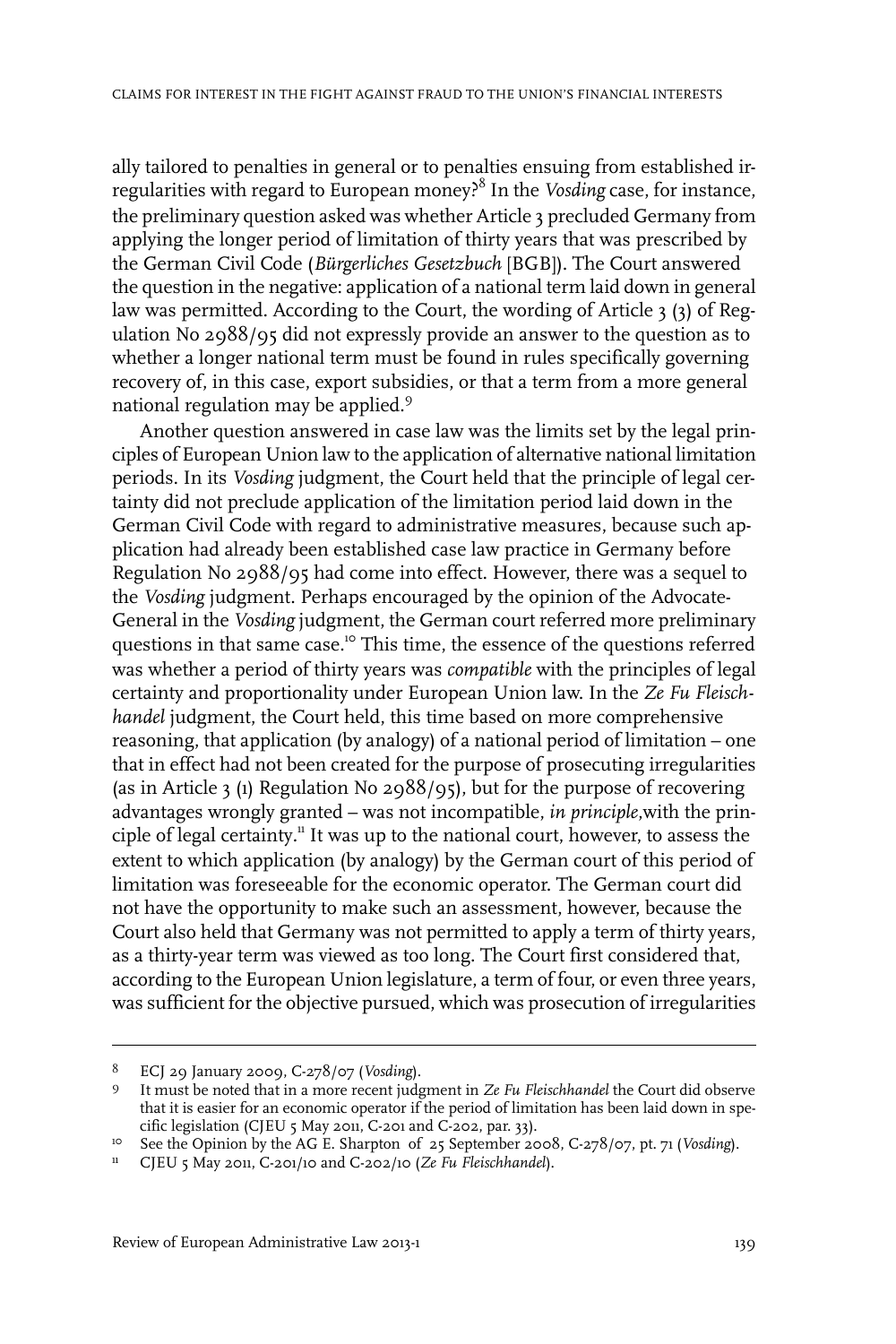ally tailored to penalties in general or to penalties ensuing from established irregularities with regard to European money?[8] In the *Vosding* case, for instance, the preliminary question asked was whether Article 3 precluded Germany from applying the longer period of limitation of thirty years that was prescribed by the German Civil Code (*Bürgerliches Gesetzbuch* [BGB]). The Court answered the question in the negative: application of a national term laid down in general law was permitted. According to the Court, the wording of Article 3 (3) of Regulation No 2988/95 did not expressly provide an answer to the question as to whether a longer national term must be found in rules specifically governing recovery of, in this case, export subsidies, or that a term from a more general national regulation may be applied.[9]

Another question answered in case law was the limits set by the legal principles of European Union law to the application of alternative national limitation periods. In its *Vosding* judgment, the Court held that the principle of legal certainty did not preclude application of the limitation period laid down in the German Civil Code with regard to administrative measures, because such application had already been established case law practice in Germany before Regulation No 2988/95 had come into effect. However, there was a sequel to the *Vosding* judgment. Perhaps encouraged by the opinion of the Advocate-General in the *Vosding* judgment, the German court referred more preliminary questions in that same case.[10] This time, the essence of the questions referred was whether a period of thirty years was *compatible* with the principles of legal certainty and proportionality under European Union law. In the *Ze Fu Fleischhandel* judgment, the Court held, this time based on more comprehensive reasoning, that application (by analogy) of a national period of limitation – one that in effect had not been created for the purpose of prosecuting irregularities (as in Article 3 (1) Regulation No 2988/95), but for the purpose of recovering advantages wrongly granted – was not incompatible, *in principle*,with the principle of legal certainty.[11] It was up to the national court, however, to assess the extent to which application (by analogy) by the German court of this period of limitation was foreseeable for the economic operator. The German court did not have the opportunity to make such an assessment, however, because the Court also held that Germany was not permitted to apply a term of thirty years, as a thirty-year term was viewed as too long. The Court first considered that, according to the European Union legislature, a term of four, or even three years, was sufficient for the objective pursued, which was prosecution of irregularities

---

8 ECJ 29 January 2009, C-278/07 (*Vosding*).

9 It must be noted that in a more recent judgment in *Ze Fu Fleischhandel* the Court did observe that it is easier for an economic operator if the period of limitation has been laid down in specific legislation (CJEU 5 May 2011, C-201 and C-202, par. 33).

10 See the Opinion by the AG E. Sharpton of 25 September 2008, C-278/07, pt. 71 (*Vosding*).

11 CJEU 5 May 2011, C-201/10 and C-202/10 (*Ze Fu Fleischhandel*).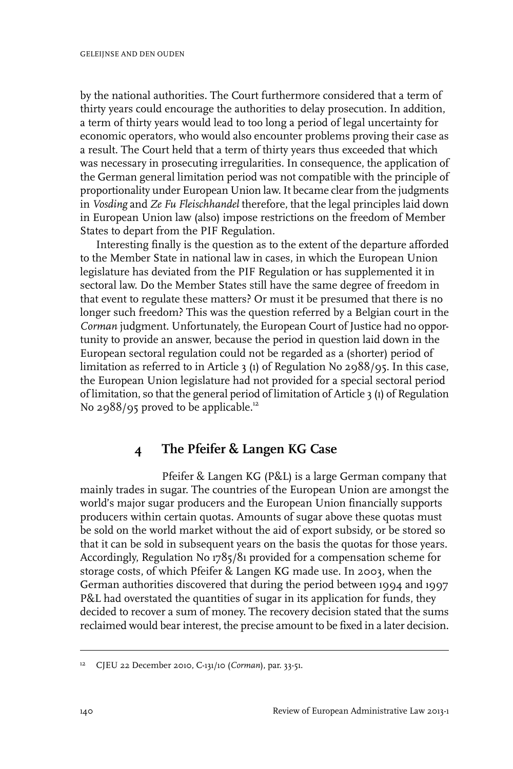by the national authorities. The Court furthermore considered that a term of thirty years could encourage the authorities to delay prosecution. In addition, a term of thirty years would lead to too long a period of legal uncertainty for economic operators, who would also encounter problems proving their case as a result. The Court held that a term of thirty years thus exceeded that which was necessary in prosecuting irregularities. In consequence, the application of the German general limitation period was not compatible with the principle of proportionality under European Union law. It became clear from the judgments in *Vosding* and *Ze Fu Fleischhandel* therefore, that the legal principles laid down in European Union law (also) impose restrictions on the freedom of Member States to depart from the PIF Regulation.

Interesting finally is the question as to the extent of the departure afforded to the Member State in national law in cases, in which the European Union legislature has deviated from the PIF Regulation or has supplemented it in sectoral law. Do the Member States still have the same degree of freedom in that event to regulate these matters? Or must it be presumed that there is no longer such freedom? This was the question referred by a Belgian court in the *Corman* judgment. Unfortunately, the European Court of Justice had no opportunity to provide an answer, because the period in question laid down in the European sectoral regulation could not be regarded as a (shorter) period of limitation as referred to in Article 3 (1) of Regulation No 2988/95. In this case, the European Union legislature had not provided for a special sectoral period of limitation, so that the general period of limitation of Article 3 (1) of Regulation No 2988/95 proved to be applicable.[12]

## 4 The Pfeifer & Langen KG Case

Pfeifer & Langen KG (P&L) is a large German company that mainly trades in sugar. The countries of the European Union are amongst the world's major sugar producers and the European Union financially supports producers within certain quotas. Amounts of sugar above these quotas must be sold on the world market without the aid of export subsidy, or be stored so that it can be sold in subsequent years on the basis the quotas for those years. Accordingly, Regulation No 1785/81 provided for a compensation scheme for storage costs, of which Pfeifer & Langen KG made use. In 2003, when the German authorities discovered that during the period between 1994 and 1997 P&L had overstated the quantities of sugar in its application for funds, they decided to recover a sum of money. The recovery decision stated that the sums reclaimed would bear interest, the precise amount to be fixed in a later decision.

---

[12] CJEU 22 December 2010, C-131/10 (*Corman*), par. 33-51.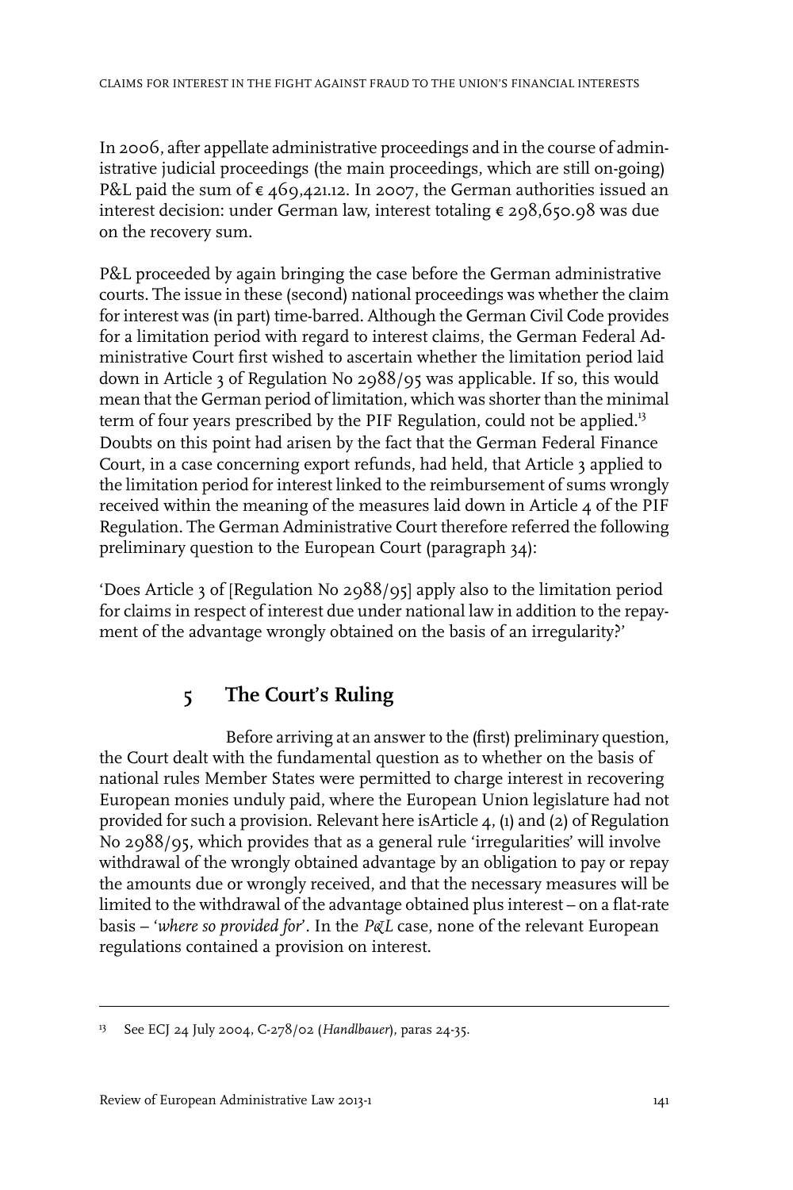In 2006, after appellate administrative proceedings and in the course of administrative judicial proceedings (the main proceedings, which are still on-going) P&L paid the sum of € 469,421.12. In 2007, the German authorities issued an interest decision: under German law, interest totaling € 298,650.98 was due on the recovery sum.

P&L proceeded by again bringing the case before the German administrative courts. The issue in these (second) national proceedings was whether the claim for interest was (in part) time-barred. Although the German Civil Code provides for a limitation period with regard to interest claims, the German Federal Administrative Court first wished to ascertain whether the limitation period laid down in Article 3 of Regulation No 2988/95 was applicable. If so, this would mean that the German period of limitation, which was shorter than the minimal term of four years prescribed by the PIF Regulation, could not be applied.[13] Doubts on this point had arisen by the fact that the German Federal Finance Court, in a case concerning export refunds, had held, that Article 3 applied to the limitation period for interest linked to the reimbursement of sums wrongly received within the meaning of the measures laid down in Article 4 of the PIF Regulation. The German Administrative Court therefore referred the following preliminary question to the European Court (paragraph 34):

'Does Article 3 of [Regulation No 2988/95] apply also to the limitation period for claims in respect of interest due under national law in addition to the repayment of the advantage wrongly obtained on the basis of an irregularity?'

## 5 The Court's Ruling

Before arriving at an answer to the (first) preliminary question, the Court dealt with the fundamental question as to whether on the basis of national rules Member States were permitted to charge interest in recovering European monies unduly paid, where the European Union legislature had not provided for such a provision. Relevant here isArticle 4, (1) and (2) of Regulation No 2988/95, which provides that as a general rule 'irregularities' will involve withdrawal of the wrongly obtained advantage by an obligation to pay or repay the amounts due or wrongly received, and that the necessary measures will be limited to the withdrawal of the advantage obtained plus interest – on a flat-rate basis – '*where so provided for*'. In the *P&L* case, none of the relevant European regulations contained a provision on interest.

---

13 See ECJ 24 July 2004, C-278/02 (*Handlbauer*), paras 24-35.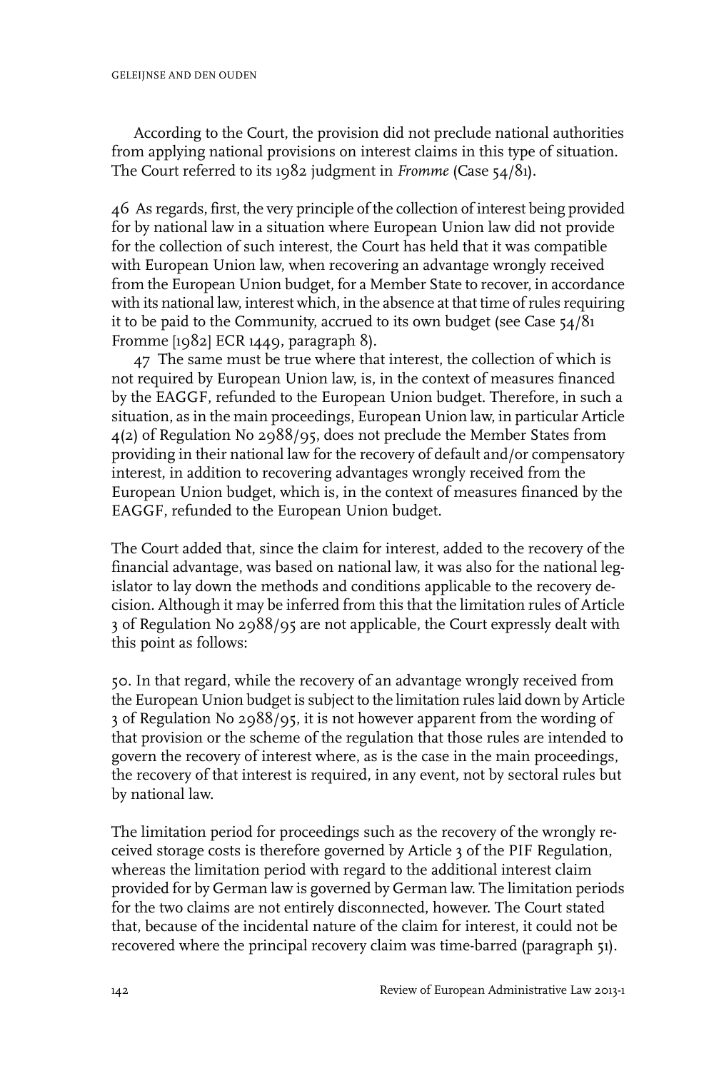According to the Court, the provision did not preclude national authorities from applying national provisions on interest claims in this type of situation. The Court referred to its 1982 judgment in *Fromme* (Case 54/81).

46 As regards, first, the very principle of the collection of interest being provided for by national law in a situation where European Union law did not provide for the collection of such interest, the Court has held that it was compatible with European Union law, when recovering an advantage wrongly received from the European Union budget, for a Member State to recover, in accordance with its national law, interest which, in the absence at that time of rules requiring it to be paid to the Community, accrued to its own budget (see Case 54/81 Fromme [1982] ECR 1449, paragraph 8).

47 The same must be true where that interest, the collection of which is not required by European Union law, is, in the context of measures financed by the EAGGF, refunded to the European Union budget. Therefore, in such a situation, as in the main proceedings, European Union law, in particular Article 4(2) of Regulation No 2988/95, does not preclude the Member States from providing in their national law for the recovery of default and/or compensatory interest, in addition to recovering advantages wrongly received from the European Union budget, which is, in the context of measures financed by the EAGGF, refunded to the European Union budget.

The Court added that, since the claim for interest, added to the recovery of the financial advantage, was based on national law, it was also for the national legislator to lay down the methods and conditions applicable to the recovery decision. Although it may be inferred from this that the limitation rules of Article 3 of Regulation No 2988/95 are not applicable, the Court expressly dealt with this point as follows:

50. In that regard, while the recovery of an advantage wrongly received from the European Union budget is subject to the limitation rules laid down by Article 3 of Regulation No 2988/95, it is not however apparent from the wording of that provision or the scheme of the regulation that those rules are intended to govern the recovery of interest where, as is the case in the main proceedings, the recovery of that interest is required, in any event, not by sectoral rules but by national law.

The limitation period for proceedings such as the recovery of the wrongly received storage costs is therefore governed by Article 3 of the PIF Regulation, whereas the limitation period with regard to the additional interest claim provided for by German law is governed by German law. The limitation periods for the two claims are not entirely disconnected, however. The Court stated that, because of the incidental nature of the claim for interest, it could not be recovered where the principal recovery claim was time-barred (paragraph 51).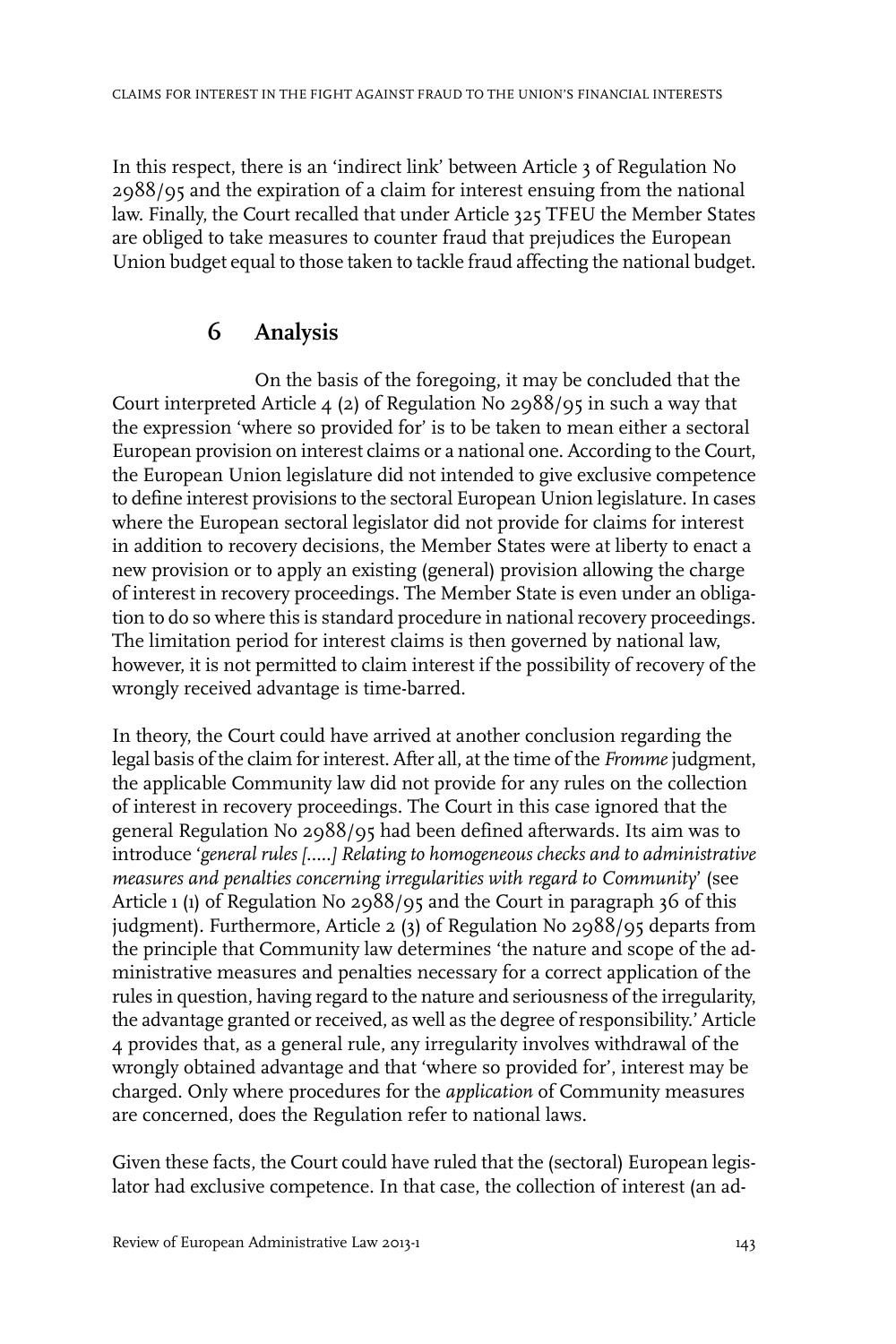In this respect, there is an 'indirect link' between Article 3 of Regulation No 2988/95 and the expiration of a claim for interest ensuing from the national law. Finally, the Court recalled that under Article 325 TFEU the Member States are obliged to take measures to counter fraud that prejudices the European Union budget equal to those taken to tackle fraud affecting the national budget.

## 6 Analysis

On the basis of the foregoing, it may be concluded that the Court interpreted Article 4 (2) of Regulation No 2988/95 in such a way that the expression 'where so provided for' is to be taken to mean either a sectoral European provision on interest claims or a national one. According to the Court, the European Union legislature did not intended to give exclusive competence to define interest provisions to the sectoral European Union legislature. In cases where the European sectoral legislator did not provide for claims for interest in addition to recovery decisions, the Member States were at liberty to enact a new provision or to apply an existing (general) provision allowing the charge of interest in recovery proceedings. The Member State is even under an obligation to do so where this is standard procedure in national recovery proceedings. The limitation period for interest claims is then governed by national law, however, it is not permitted to claim interest if the possibility of recovery of the wrongly received advantage is time-barred.

In theory, the Court could have arrived at another conclusion regarding the legal basis of the claim for interest. After all, at the time of the *Fromme* judgment, the applicable Community law did not provide for any rules on the collection of interest in recovery proceedings. The Court in this case ignored that the general Regulation No 2988/95 had been defined afterwards. Its aim was to introduce '*general rules [.....] Relating to homogeneous checks and to administrative measures and penalties concerning irregularities with regard to Community*' (see Article 1 (1) of Regulation No 2988/95 and the Court in paragraph 36 of this judgment). Furthermore, Article 2 (3) of Regulation No 2988/95 departs from the principle that Community law determines 'the nature and scope of the administrative measures and penalties necessary for a correct application of the rules in question, having regard to the nature and seriousness of the irregularity, the advantage granted or received, as well as the degree of responsibility.' Article 4 provides that, as a general rule, any irregularity involves withdrawal of the wrongly obtained advantage and that 'where so provided for', interest may be charged. Only where procedures for the *application* of Community measures are concerned, does the Regulation refer to national laws.

Given these facts, the Court could have ruled that the (sectoral) European legislator had exclusive competence. In that case, the collection of interest (an ad-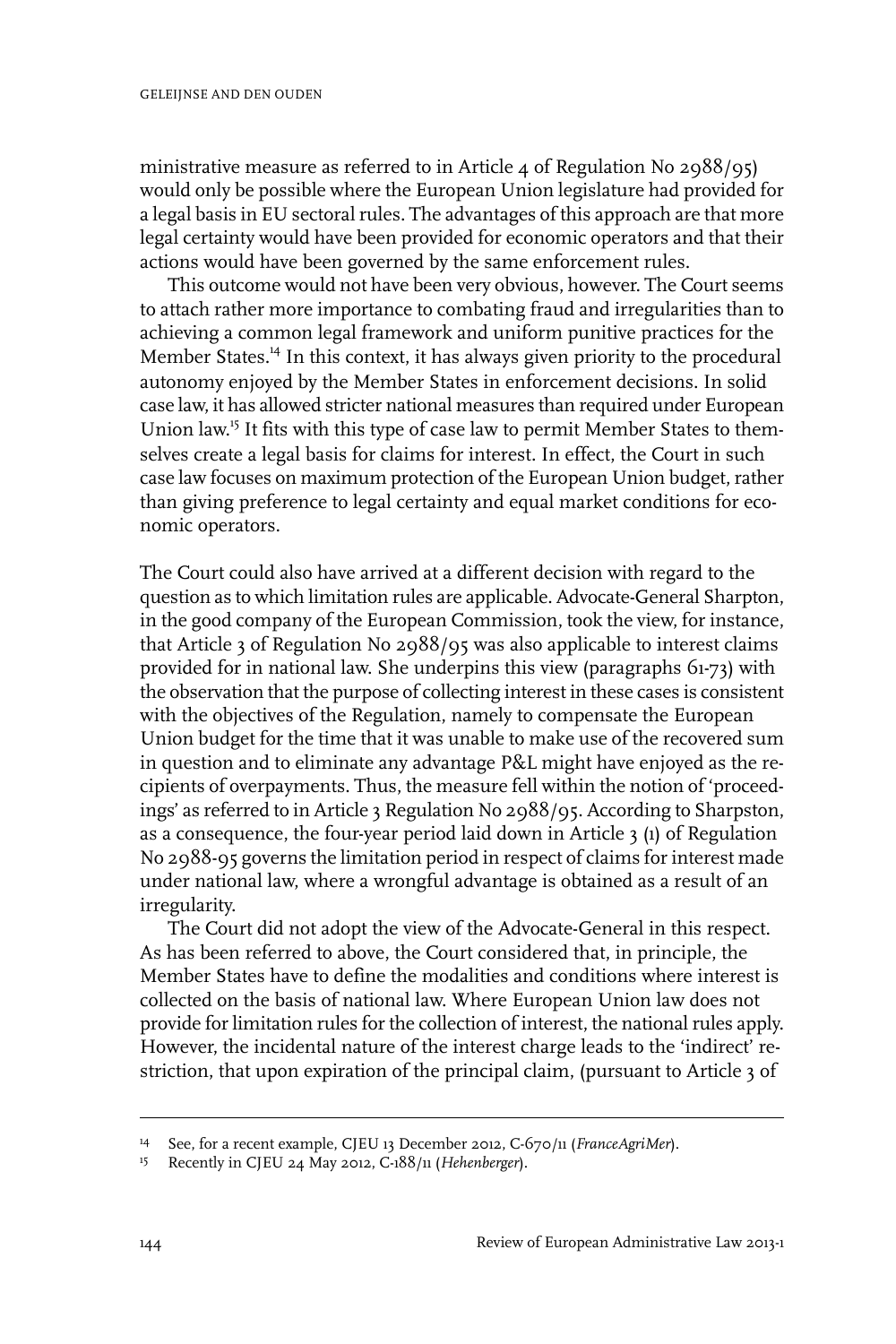ministrative measure as referred to in Article 4 of Regulation No 2988/95) would only be possible where the European Union legislature had provided for a legal basis in EU sectoral rules. The advantages of this approach are that more legal certainty would have been provided for economic operators and that their actions would have been governed by the same enforcement rules.

This outcome would not have been very obvious, however. The Court seems to attach rather more importance to combating fraud and irregularities than to achieving a common legal framework and uniform punitive practices for the Member States.[14] In this context, it has always given priority to the procedural autonomy enjoyed by the Member States in enforcement decisions. In solid case law, it has allowed stricter national measures than required under European Union law.[15] It fits with this type of case law to permit Member States to themselves create a legal basis for claims for interest. In effect, the Court in such case law focuses on maximum protection of the European Union budget, rather than giving preference to legal certainty and equal market conditions for economic operators.

The Court could also have arrived at a different decision with regard to the question as to which limitation rules are applicable. Advocate-General Sharpton, in the good company of the European Commission, took the view, for instance, that Article 3 of Regulation No 2988/95 was also applicable to interest claims provided for in national law. She underpins this view (paragraphs 61-73) with the observation that the purpose of collecting interest in these cases is consistent with the objectives of the Regulation, namely to compensate the European Union budget for the time that it was unable to make use of the recovered sum in question and to eliminate any advantage P&L might have enjoyed as the recipients of overpayments. Thus, the measure fell within the notion of 'proceedings' as referred to in Article 3 Regulation No 2988/95. According to Sharpston, as a consequence, the four-year period laid down in Article 3 (1) of Regulation No 2988-95 governs the limitation period in respect of claims for interest made under national law, where a wrongful advantage is obtained as a result of an irregularity.

The Court did not adopt the view of the Advocate-General in this respect. As has been referred to above, the Court considered that, in principle, the Member States have to define the modalities and conditions where interest is collected on the basis of national law. Where European Union law does not provide for limitation rules for the collection of interest, the national rules apply. However, the incidental nature of the interest charge leads to the 'indirect' restriction, that upon expiration of the principal claim, (pursuant to Article 3 of

---

[14] See, for a recent example, CJEU 13 December 2012, C-670/11 (*FranceAgriMer*).

[15] Recently in CJEU 24 May 2012, C-188/11 (*Hehenberger*).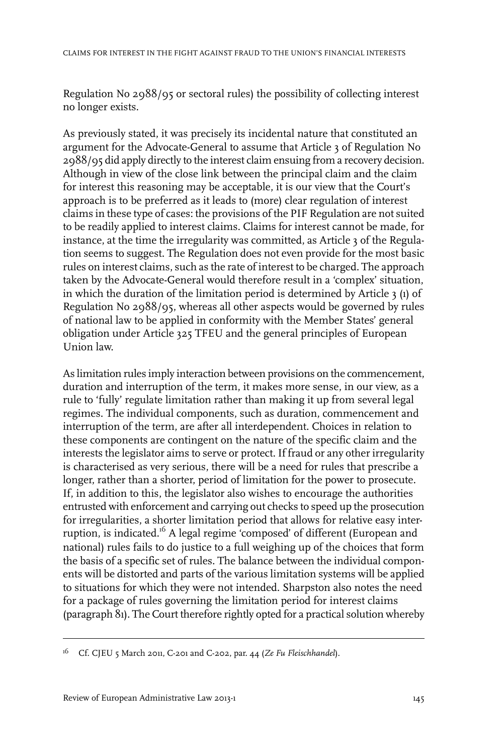Regulation No 2988/95 or sectoral rules) the possibility of collecting interest no longer exists.

As previously stated, it was precisely its incidental nature that constituted an argument for the Advocate-General to assume that Article 3 of Regulation No 2988/95 did apply directly to the interest claim ensuing from a recovery decision. Although in view of the close link between the principal claim and the claim for interest this reasoning may be acceptable, it is our view that the Court's approach is to be preferred as it leads to (more) clear regulation of interest claims in these type of cases: the provisions of the PIF Regulation are not suited to be readily applied to interest claims. Claims for interest cannot be made, for instance, at the time the irregularity was committed, as Article 3 of the Regulation seems to suggest. The Regulation does not even provide for the most basic rules on interest claims, such as the rate of interest to be charged. The approach taken by the Advocate-General would therefore result in a 'complex' situation, in which the duration of the limitation period is determined by Article 3 (1) of Regulation No 2988/95, whereas all other aspects would be governed by rules of national law to be applied in conformity with the Member States' general obligation under Article 325 TFEU and the general principles of European Union law.

As limitation rules imply interaction between provisions on the commencement, duration and interruption of the term, it makes more sense, in our view, as a rule to 'fully' regulate limitation rather than making it up from several legal regimes. The individual components, such as duration, commencement and interruption of the term, are after all interdependent. Choices in relation to these components are contingent on the nature of the specific claim and the interests the legislator aims to serve or protect. If fraud or any other irregularity is characterised as very serious, there will be a need for rules that prescribe a longer, rather than a shorter, period of limitation for the power to prosecute. If, in addition to this, the legislator also wishes to encourage the authorities entrusted with enforcement and carrying out checks to speed up the prosecution for irregularities, a shorter limitation period that allows for relative easy interruption, is indicated.[16] A legal regime 'composed' of different (European and national) rules fails to do justice to a full weighing up of the choices that form the basis of a specific set of rules. The balance between the individual components will be distorted and parts of the various limitation systems will be applied to situations for which they were not intended. Sharpston also notes the need for a package of rules governing the limitation period for interest claims (paragraph 81). The Court therefore rightly opted for a practical solution whereby

---

[16] Cf. CJEU 5 March 2011, C-201 and C-202, par. 44 (*Ze Fu Fleischhandel*).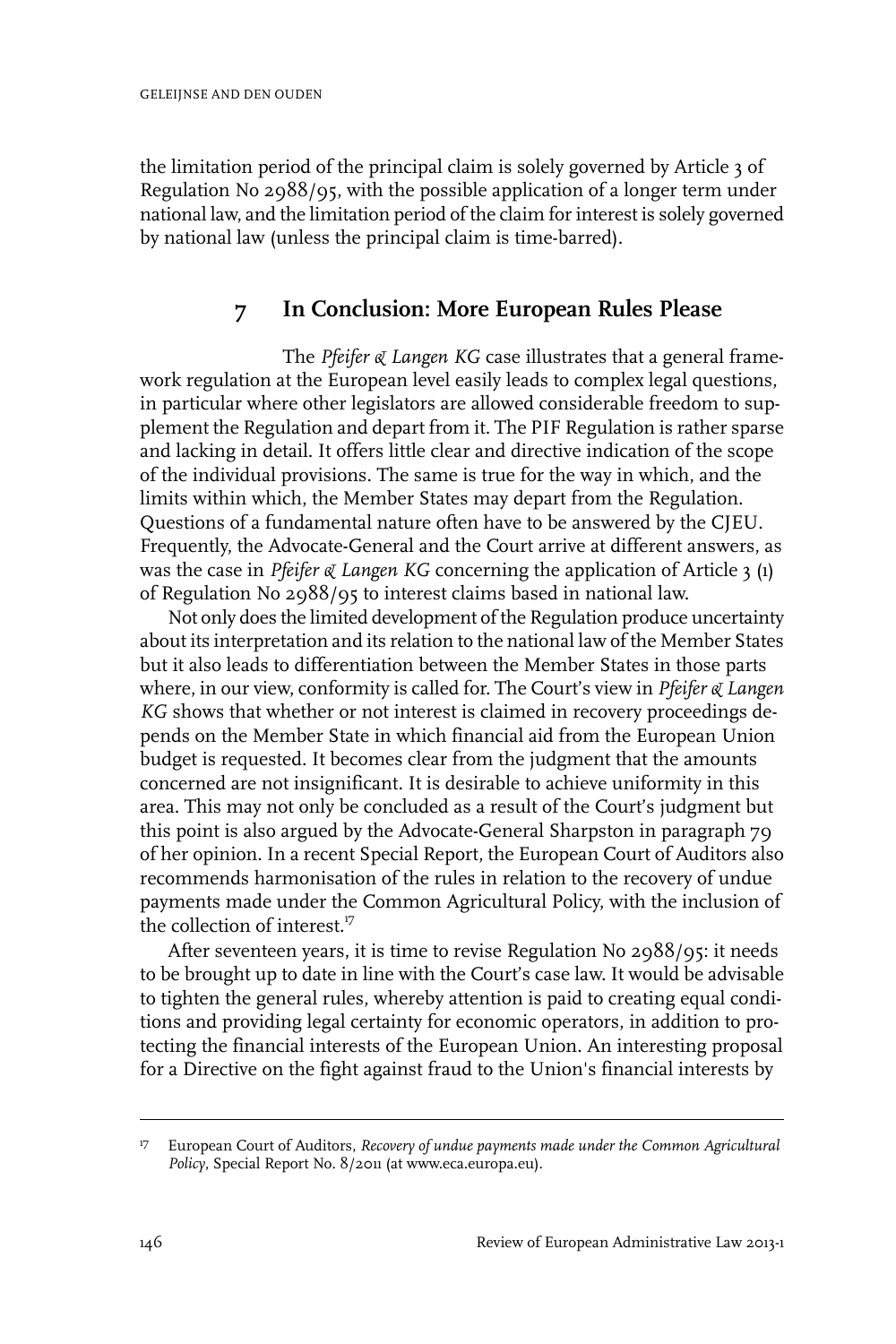the limitation period of the principal claim is solely governed by Article 3 of Regulation No 2988/95, with the possible application of a longer term under national law, and the limitation period of the claim for interest is solely governed by national law (unless the principal claim is time-barred).

## 7 In Conclusion: More European Rules Please

The *Pfeifer & Langen KG* case illustrates that a general framework regulation at the European level easily leads to complex legal questions, in particular where other legislators are allowed considerable freedom to supplement the Regulation and depart from it. The PIF Regulation is rather sparse and lacking in detail. It offers little clear and directive indication of the scope of the individual provisions. The same is true for the way in which, and the limits within which, the Member States may depart from the Regulation. Questions of a fundamental nature often have to be answered by the CJEU. Frequently, the Advocate-General and the Court arrive at different answers, as was the case in *Pfeifer & Langen KG* concerning the application of Article 3 (1) of Regulation No 2988/95 to interest claims based in national law.

Not only does the limited development of the Regulation produce uncertainty about its interpretation and its relation to the national law of the Member States but it also leads to differentiation between the Member States in those parts where, in our view, conformity is called for. The Court's view in *Pfeifer & Langen KG* shows that whether or not interest is claimed in recovery proceedings depends on the Member State in which financial aid from the European Union budget is requested. It becomes clear from the judgment that the amounts concerned are not insignificant. It is desirable to achieve uniformity in this area. This may not only be concluded as a result of the Court's judgment but this point is also argued by the Advocate-General Sharpston in paragraph 79 of her opinion. In a recent Special Report, the European Court of Auditors also recommends harmonisation of the rules in relation to the recovery of undue payments made under the Common Agricultural Policy, with the inclusion of the collection of interest.[17]

After seventeen years, it is time to revise Regulation No 2988/95: it needs to be brought up to date in line with the Court's case law. It would be advisable to tighten the general rules, whereby attention is paid to creating equal conditions and providing legal certainty for economic operators, in addition to protecting the financial interests of the European Union. An interesting proposal for a Directive on the fight against fraud to the Union's financial interests by

---

[17] European Court of Auditors, *Recovery of undue payments made under the Common Agricultural Policy*, Special Report No. 8/2011 (at www.eca.europa.eu).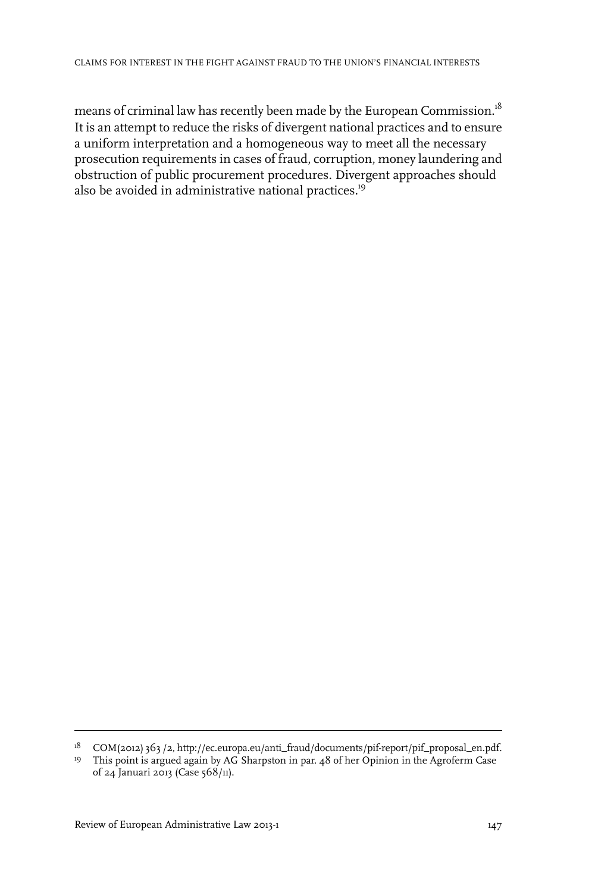means of criminal law has recently been made by the European Commission.[18] It is an attempt to reduce the risks of divergent national practices and to ensure a uniform interpretation and a homogeneous way to meet all the necessary prosecution requirements in cases of fraud, corruption, money laundering and obstruction of public procurement procedures. Divergent approaches should also be avoided in administrative national practices.[19]

---

[18] COM(2012) 363 /2, http://ec.europa.eu/anti_fraud/documents/pif-report/pif_proposal_en.pdf.

[19] This point is argued again by AG Sharpston in par. 48 of her Opinion in the Agroferm Case of 24 Januari 2013 (Case 568/11).